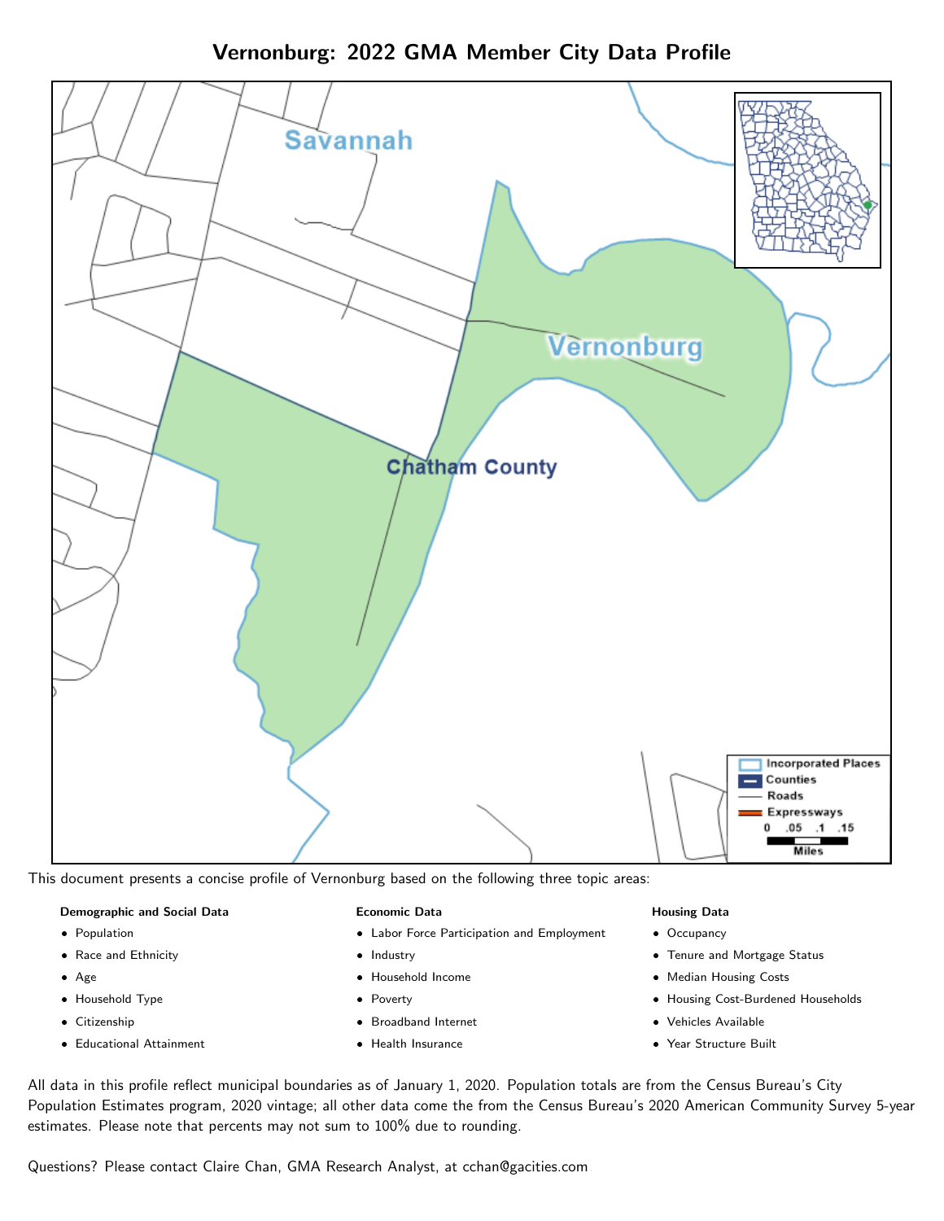# Vernonburg: 2022 GMA Member City Data Profile

This document presents a concise profile of Vernonburg based on the following three topic areas:

**Demographic and Social Data**

- Population
- Race and Ethnicity
- Age
- Household Type
- Citizenship
- Educational Attainment

**Economic Data**

- Labor Force Participation and Employment
- Industry
- Household Income
- Poverty
- Broadband Internet
- Health Insurance

**Housing Data**

- Occupancy
- Tenure and Mortgage Status
- Median Housing Costs
- Housing Cost-Burdened Households
- Vehicles Available
- Year Structure Built

All data in this profile reflect municipal boundaries as of January 1, 2020. Population totals are from the Census Bureau's City Population Estimates program, 2020 vintage; all other data come the from the Census Bureau's 2020 American Community Survey 5-year estimates. Please note that percents may not sum to 100% due to rounding.

Questions? Please contact Claire Chan, GMA Research Analyst, at cchan@gacities.com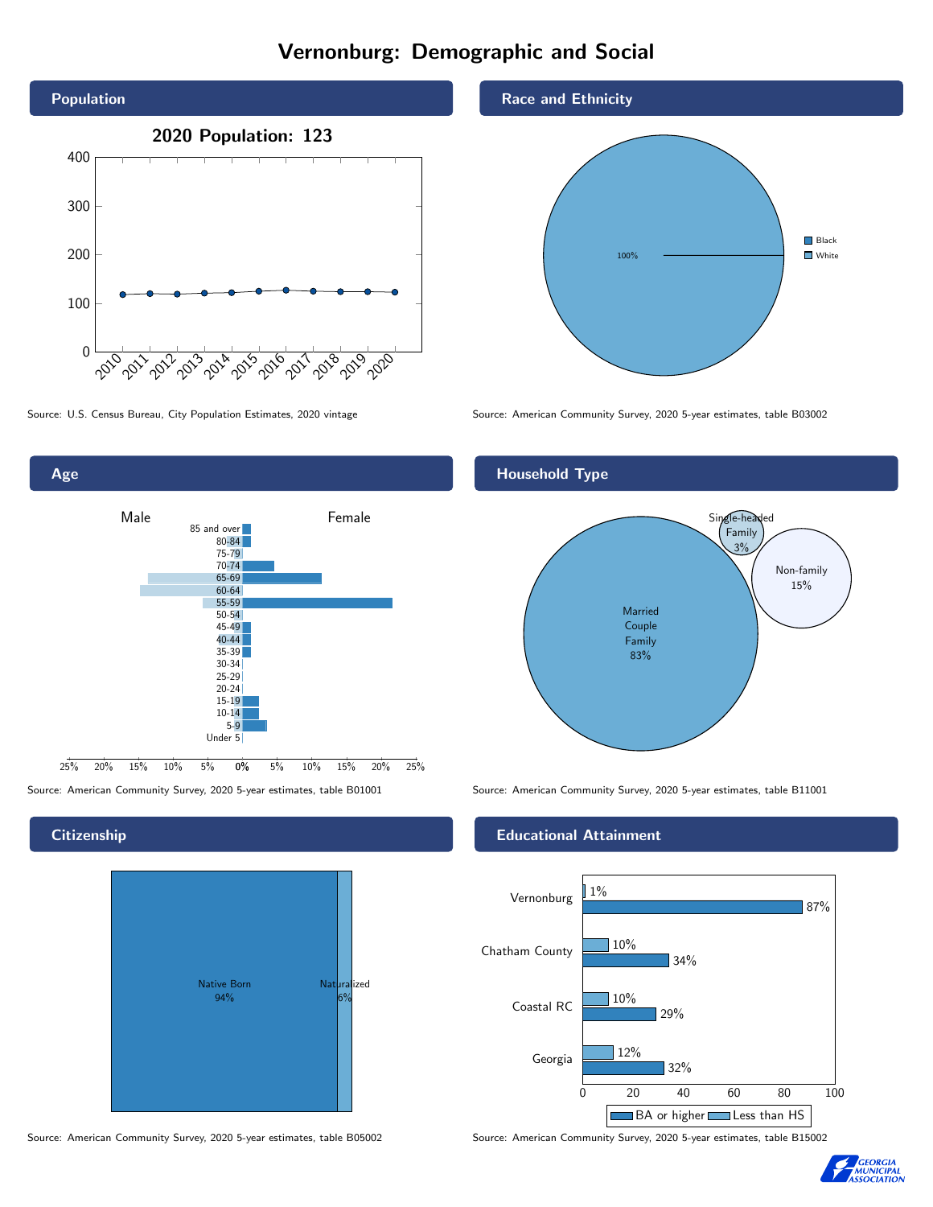# Vernonburg: Demographic and Social

## Population

**2020 Population: 123**

Source: U.S. Census Bureau, City Population Estimates, 2020 vintage

## Race and Ethnicity

100%

Black
White

Source: American Community Survey, 2020 5-year estimates, table B03002

## Age

Male | Female

85 and over, 80-84, 75-79, 70-74, 65-69, 60-64, 55-59, 50-54, 45-49, 40-44, 35-39, 30-34, 25-29, 20-24, 15-19, 10-14, 5-9, Under 5

Source: American Community Survey, 2020 5-year estimates, table B01001

## Household Type

Married Couple Family 83%

Single-headed Family 3%

Non-family 15%

Source: American Community Survey, 2020 5-year estimates, table B11001

## Citizenship

Native Born 94%

Naturalized 6%

Source: American Community Survey, 2020 5-year estimates, table B05002

## Educational Attainment

| | Less than HS | BA or higher |
|---|---|---|
| Vernonburg | 1% | 87% |
| Chatham County | 10% | 34% |
| Coastal RC | 10% | 29% |
| Georgia | 12% | 32% |

Source: American Community Survey, 2020 5-year estimates, table B15002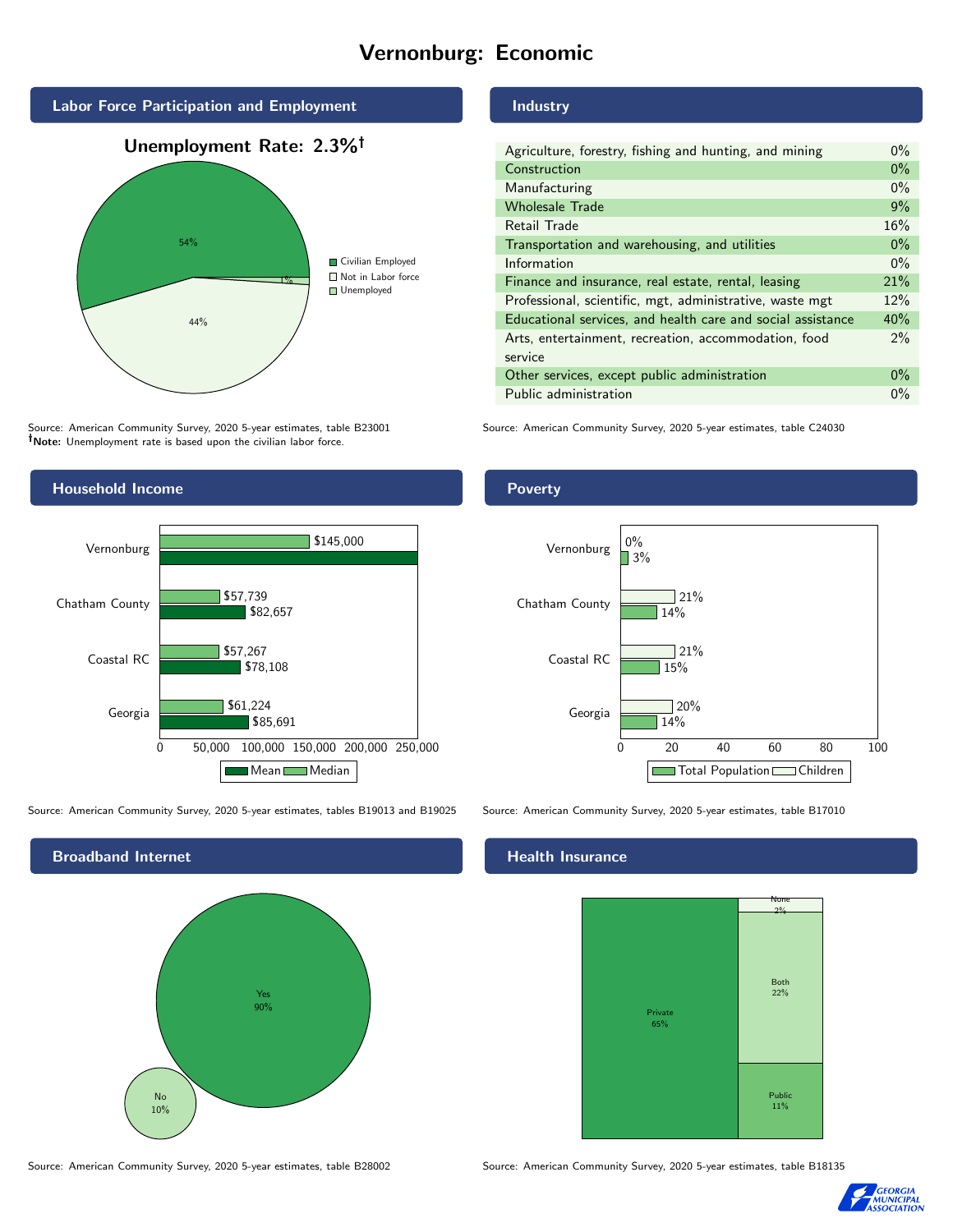# Vernonburg: Economic

## Labor Force Participation and Employment

**Unemployment Rate: 2.3%†**

| Category | Percent |
|---|---|
| Civilian Employed | 54% |
| Not in Labor force | 44% |
| Unemployed | 1% |

Source: American Community Survey, 2020 5-year estimates, table B23001
**†Note:** Unemployment rate is based upon the civilian labor force.

## Industry

| Industry | Percent |
|---|---|
| Agriculture, forestry, fishing and hunting, and mining | 0% |
| Construction | 0% |
| Manufacturing | 0% |
| Wholesale Trade | 9% |
| Retail Trade | 16% |
| Transportation and warehousing, and utilities | 0% |
| Information | 0% |
| Finance and insurance, real estate, rental, leasing | 21% |
| Professional, scientific, mgt, administrative, waste mgt | 12% |
| Educational services, and health care and social assistance | 40% |
| Arts, entertainment, recreation, accommodation, food service | 2% |
| Other services, except public administration | 0% |
| Public administration | 0% |

Source: American Community Survey, 2020 5-year estimates, table C24030

## Household Income

| | Median | Mean |
|---|---|---|
| Vernonburg | $145,000 | |
| Chatham County | $57,739 | $82,657 |
| Coastal RC | $57,267 | $78,108 |
| Georgia | $61,224 | $85,691 |

Source: American Community Survey, 2020 5-year estimates, tables B19013 and B19025

## Poverty

| | Children | Total Population |
|---|---|---|
| Vernonburg | 0% | 3% |
| Chatham County | 21% | 14% |
| Coastal RC | 21% | 15% |
| Georgia | 20% | 14% |

Source: American Community Survey, 2020 5-year estimates, table B17010

## Broadband Internet

| | Percent |
|---|---|
| Yes | 90% |
| No | 10% |

Source: American Community Survey, 2020 5-year estimates, table B28002

## Health Insurance

| | Percent |
|---|---|
| Private | 65% |
| Both | 22% |
| Public | 11% |
| None | 2% |

Source: American Community Survey, 2020 5-year estimates, table B18135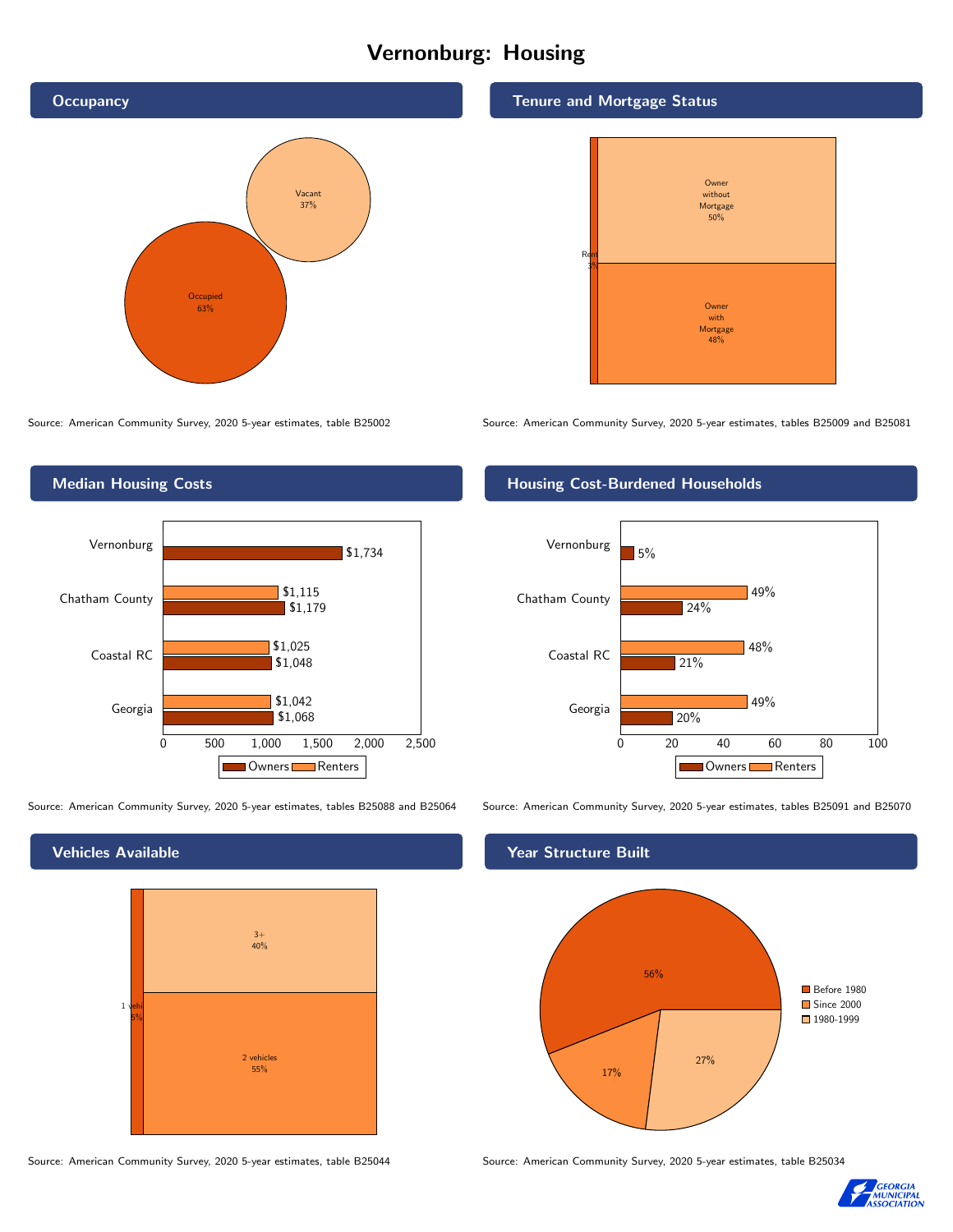# Vernonburg: Housing

## Occupancy

Vacant
37%

Occupied
63%

Source: American Community Survey, 2020 5-year estimates, table B25002

## Tenure and Mortgage Status

Owner
without
Mortgage
50%

Rent
3%

Owner
with
Mortgage
48%

Source: American Community Survey, 2020 5-year estimates, tables B25009 and B25081

## Median Housing Costs

Vernonburg
$1,734

Chatham County
$1,115
$1,179

Coastal RC
$1,025
$1,048

Georgia
$1,042
$1,068

0 500 1,000 1,500 2,000 2,500

Owners Renters

Source: American Community Survey, 2020 5-year estimates, tables B25088 and B25064

## Housing Cost-Burdened Households

Vernonburg
5%

Chatham County
49%
24%

Coastal RC
48%
21%

Georgia
49%
20%

0 20 40 60 80 100

Owners Renters

Source: American Community Survey, 2020 5-year estimates, tables B25091 and B25070

## Vehicles Available

3+
40%

1 vehi
5%

2 vehicles
55%

Source: American Community Survey, 2020 5-year estimates, table B25044

## Year Structure Built

56%

17%

27%

Before 1980
Since 2000
1980-1999

Source: American Community Survey, 2020 5-year estimates, table B25034